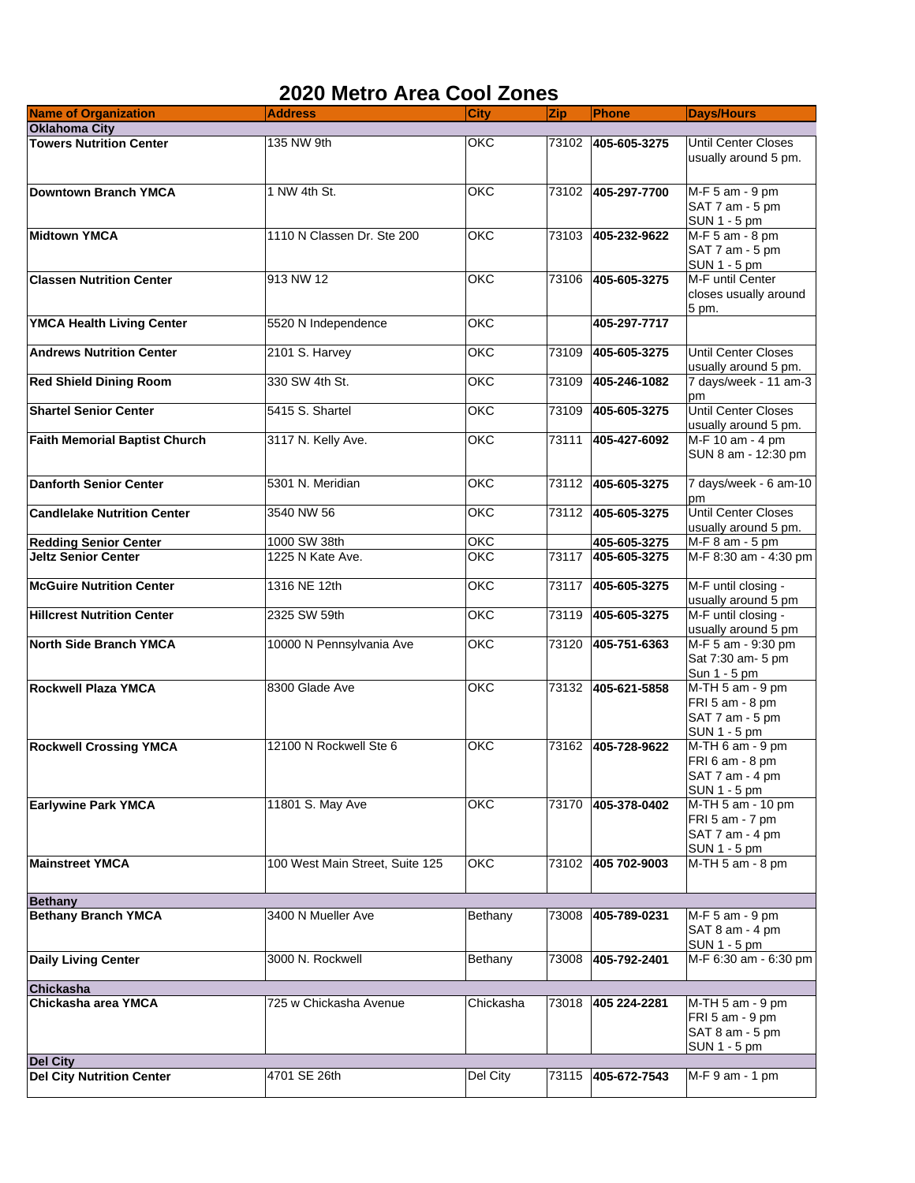# 2020 Metro Area Cool Zones

| Name of Organization | Address | City | Zip | Phone | Days/Hours |
|---|---|---|---|---|---|
| **Oklahoma City** | | | | | |
| **Towers Nutrition Center** | 135 NW 9th | OKC | 73102 | **405-605-3275** | Until Center Closes usually around 5 pm. |
| **Downtown Branch YMCA** | 1 NW 4th St. | OKC | 73102 | **405-297-7700** | M-F 5 am - 9 pm<br>SAT 7 am - 5 pm<br>SUN 1 - 5 pm |
| **Midtown YMCA** | 1110 N Classen Dr. Ste 200 | OKC | 73103 | **405-232-9622** | M-F 5 am - 8 pm<br>SAT 7 am - 5 pm<br>SUN 1 - 5 pm |
| **Classen Nutrition Center** | 913 NW 12 | OKC | 73106 | **405-605-3275** | M-F until Center closes usually around 5 pm. |
| **YMCA Health Living Center** | 5520 N Independence | OKC | | **405-297-7717** | |
| **Andrews Nutrition Center** | 2101 S. Harvey | OKC | 73109 | **405-605-3275** | Until Center Closes usually around 5 pm. |
| **Red Shield Dining Room** | 330 SW 4th St. | OKC | 73109 | **405-246-1082** | 7 days/week - 11 am-3 pm |
| **Shartel Senior Center** | 5415 S. Shartel | OKC | 73109 | **405-605-3275** | Until Center Closes usually around 5 pm. |
| **Faith Memorial Baptist Church** | 3117 N. Kelly Ave. | OKC | 73111 | **405-427-6092** | M-F 10 am - 4 pm<br>SUN 8 am - 12:30 pm |
| **Danforth Senior Center** | 5301 N. Meridian | OKC | 73112 | **405-605-3275** | 7 days/week - 6 am-10 pm |
| **Candlelake Nutrition Center** | 3540 NW 56 | OKC | 73112 | **405-605-3275** | Until Center Closes usually around 5 pm. |
| **Redding Senior Center** | 1000 SW 38th | OKC | | **405-605-3275** | M-F 8 am - 5 pm |
| **Jeltz Senior Center** | 1225 N Kate Ave. | OKC | 73117 | **405-605-3275** | M-F 8:30 am - 4:30 pm |
| **McGuire Nutrition Center** | 1316 NE 12th | OKC | 73117 | **405-605-3275** | M-F until closing - usually around 5 pm |
| **Hillcrest Nutrition Center** | 2325 SW 59th | OKC | 73119 | **405-605-3275** | M-F until closing - usually around 5 pm |
| **North Side Branch YMCA** | 10000 N Pennsylvania Ave | OKC | 73120 | **405-751-6363** | M-F 5 am - 9:30 pm<br>Sat 7:30 am- 5 pm<br>Sun 1 - 5 pm |
| **Rockwell Plaza YMCA** | 8300 Glade Ave | OKC | 73132 | **405-621-5858** | M-TH 5 am - 9 pm<br>FRI 5 am - 8 pm<br>SAT 7 am - 5 pm<br>SUN 1 - 5 pm |
| **Rockwell Crossing YMCA** | 12100 N Rockwell Ste 6 | OKC | 73162 | **405-728-9622** | M-TH 6 am - 9 pm<br>FRI 6 am - 8 pm<br>SAT 7 am - 4 pm<br>SUN 1 - 5 pm |
| **Earlywine Park YMCA** | 11801 S. May Ave | OKC | 73170 | **405-378-0402** | M-TH 5 am - 10 pm<br>FRI 5 am - 7 pm<br>SAT 7 am - 4 pm<br>SUN 1 - 5 pm |
| **Mainstreet YMCA** | 100 West Main Street, Suite 125 | OKC | 73102 | **405 702-9003** | M-TH 5 am - 8 pm |
| **Bethany** | | | | | |
| **Bethany Branch YMCA** | 3400 N Mueller Ave | Bethany | 73008 | **405-789-0231** | M-F 5 am - 9 pm<br>SAT 8 am - 4 pm<br>SUN 1 - 5 pm |
| **Daily Living Center** | 3000 N. Rockwell | Bethany | 73008 | **405-792-2401** | M-F 6:30 am - 6:30 pm |
| **Chickasha** | | | | | |
| **Chickasha area YMCA** | 725 w Chickasha Avenue | Chickasha | 73018 | **405 224-2281** | M-TH 5 am - 9 pm<br>FRI 5 am - 9 pm<br>SAT 8 am - 5 pm<br>SUN 1 - 5 pm |
| **Del City** | | | | | |
| **Del City Nutrition Center** | 4701 SE 26th | Del City | 73115 | **405-672-7543** | M-F 9 am - 1 pm |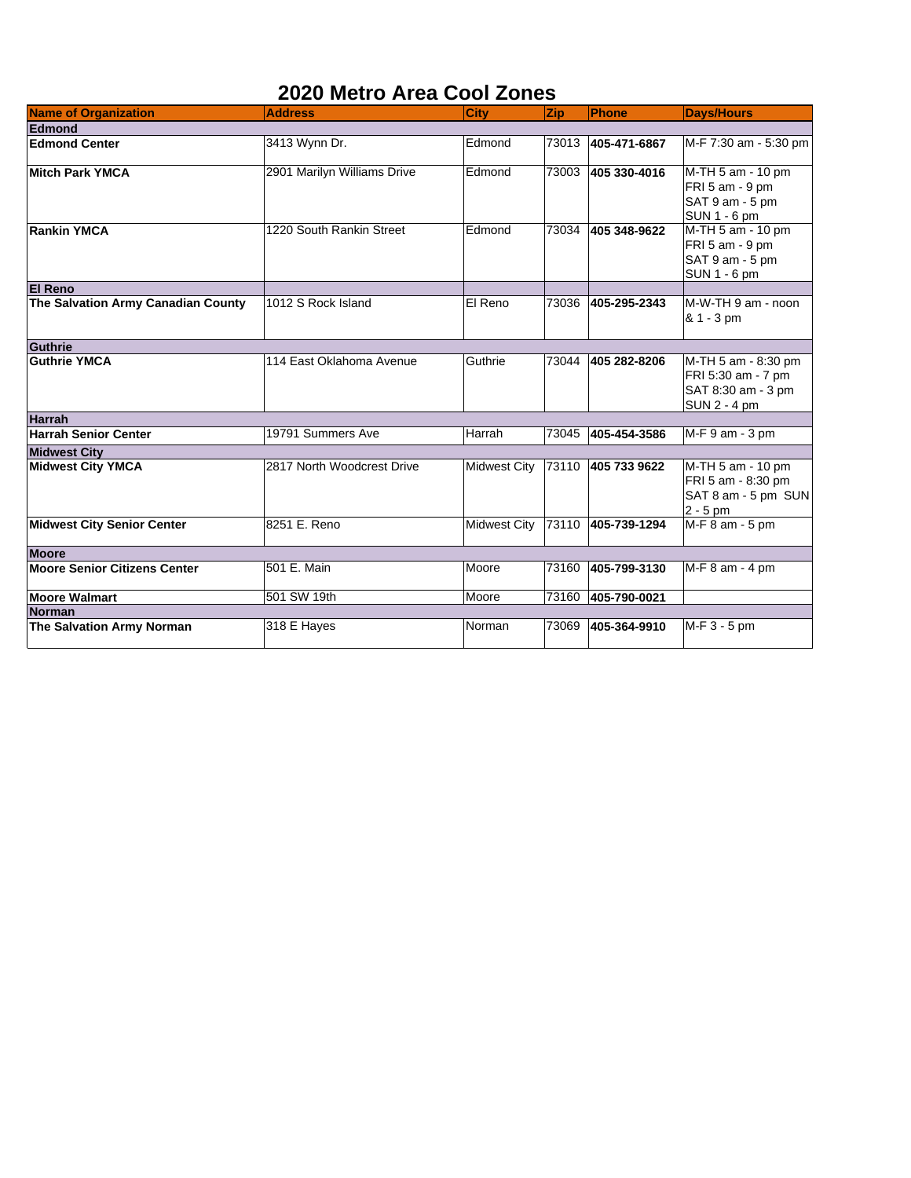# 2020 Metro Area Cool Zones

| Name of Organization | Address | City | Zip | Phone | Days/Hours |
|---|---|---|---|---|---|
| **Edmond** | | | | | |
| **Edmond Center** | 3413 Wynn Dr. | Edmond | 73013 | **405-471-6867** | M-F 7:30 am - 5:30 pm |
| **Mitch Park YMCA** | 2901 Marilyn Williams Drive | Edmond | 73003 | **405 330-4016** | M-TH 5 am - 10 pm FRI 5 am - 9 pm SAT 9 am - 5 pm SUN 1 - 6 pm |
| **Rankin YMCA** | 1220 South Rankin Street | Edmond | 73034 | **405 348-9622** | M-TH 5 am - 10 pm FRI 5 am - 9 pm SAT 9 am - 5 pm SUN 1 - 6 pm |
| **El Reno** | | | | | |
| **The Salvation Army Canadian County** | 1012 S Rock Island | El Reno | 73036 | **405-295-2343** | M-W-TH 9 am - noon & 1 - 3 pm |
| **Guthrie** | | | | | |
| **Guthrie YMCA** | 114 East Oklahoma Avenue | Guthrie | 73044 | **405 282-8206** | M-TH 5 am - 8:30 pm FRI 5:30 am - 7 pm SAT 8:30 am - 3 pm SUN 2 - 4 pm |
| **Harrah** | | | | | |
| **Harrah Senior Center** | 19791 Summers Ave | Harrah | 73045 | **405-454-3586** | M-F 9 am - 3 pm |
| **Midwest City** | | | | | |
| **Midwest City YMCA** | 2817 North Woodcrest Drive | Midwest City | 73110 | **405 733 9622** | M-TH 5 am - 10 pm FRI 5 am - 8:30 pm SAT 8 am - 5 pm SUN 2 - 5 pm |
| **Midwest City Senior Center** | 8251 E. Reno | Midwest City | 73110 | **405-739-1294** | M-F 8 am - 5 pm |
| **Moore** | | | | | |
| **Moore Senior Citizens Center** | 501 E. Main | Moore | 73160 | **405-799-3130** | M-F 8 am - 4 pm |
| **Moore Walmart** | 501 SW 19th | Moore | 73160 | **405-790-0021** | |
| **Norman** | | | | | |
| **The Salvation Army Norman** | 318 E Hayes | Norman | 73069 | **405-364-9910** | M-F 3 - 5 pm |